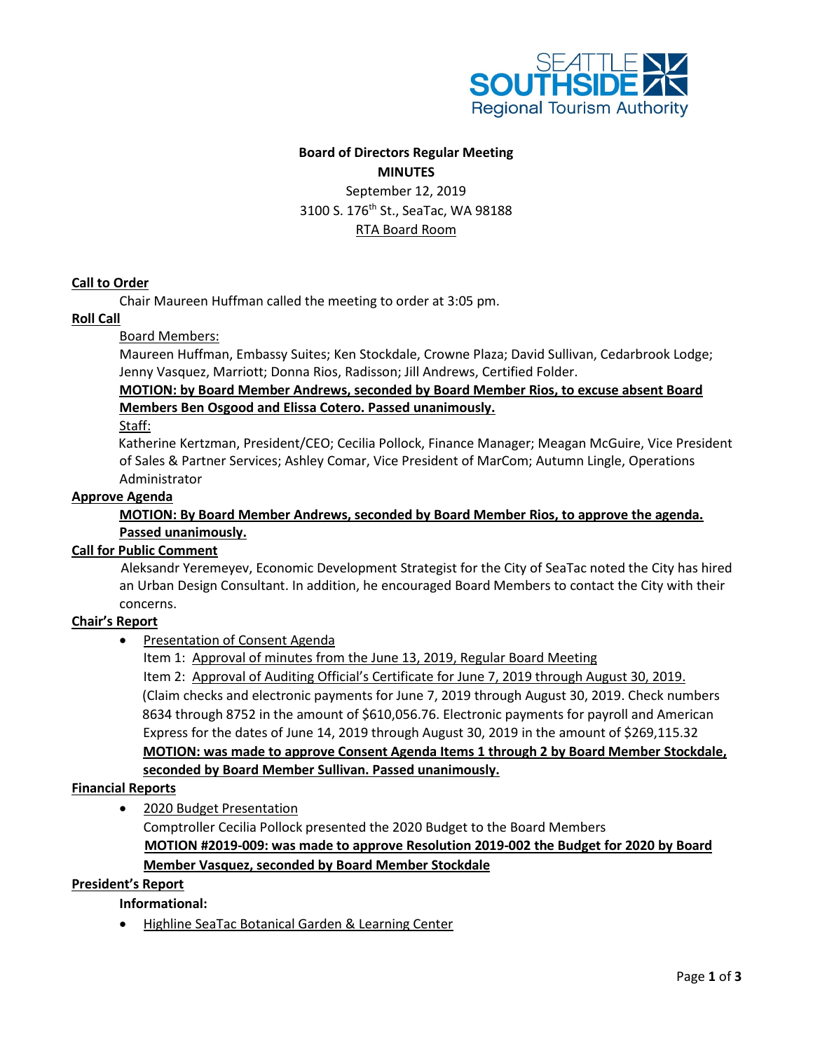SEATTLE SOUTHSIDE Regional Tourism Authority

**Board of Directors Regular Meeting**

**MINUTES**

September 12, 2019

3100 S. 176th St., SeaTac, WA 98188

RTA Board Room

**Call to Order**

Chair Maureen Huffman called the meeting to order at 3:05 pm.

**Roll Call**

Board Members:

Maureen Huffman, Embassy Suites; Ken Stockdale, Crowne Plaza; David Sullivan, Cedarbrook Lodge; Jenny Vasquez, Marriott; Donna Rios, Radisson; Jill Andrews, Certified Folder.

**MOTION: by Board Member Andrews, seconded by Board Member Rios, to excuse absent Board Members Ben Osgood and Elissa Cotero. Passed unanimously.**

Staff:

Katherine Kertzman, President/CEO; Cecilia Pollock, Finance Manager; Meagan McGuire, Vice President of Sales & Partner Services; Ashley Comar, Vice President of MarCom; Autumn Lingle, Operations Administrator

**Approve Agenda**

**MOTION: By Board Member Andrews, seconded by Board Member Rios, to approve the agenda. Passed unanimously.**

**Call for Public Comment**

Aleksandr Yeremeyev, Economic Development Strategist for the City of SeaTac noted the City has hired an Urban Design Consultant. In addition, he encouraged Board Members to contact the City with their concerns.

**Chair's Report**

- Presentation of Consent Agenda

  Item 1: Approval of minutes from the June 13, 2019, Regular Board Meeting

  Item 2: Approval of Auditing Official's Certificate for June 7, 2019 through August 30, 2019.

  (Claim checks and electronic payments for June 7, 2019 through August 30, 2019. Check numbers 8634 through 8752 in the amount of $610,056.76. Electronic payments for payroll and American Express for the dates of June 14, 2019 through August 30, 2019 in the amount of $269,115.32

  **MOTION: was made to approve Consent Agenda Items 1 through 2 by Board Member Stockdale, seconded by Board Member Sullivan. Passed unanimously.**

**Financial Reports**

- 2020 Budget Presentation

  Comptroller Cecilia Pollock presented the 2020 Budget to the Board Members

  **MOTION #2019-009: was made to approve Resolution 2019-002 the Budget for 2020 by Board Member Vasquez, seconded by Board Member Stockdale**

**President's Report**

**Informational:**

- Highline SeaTac Botanical Garden & Learning Center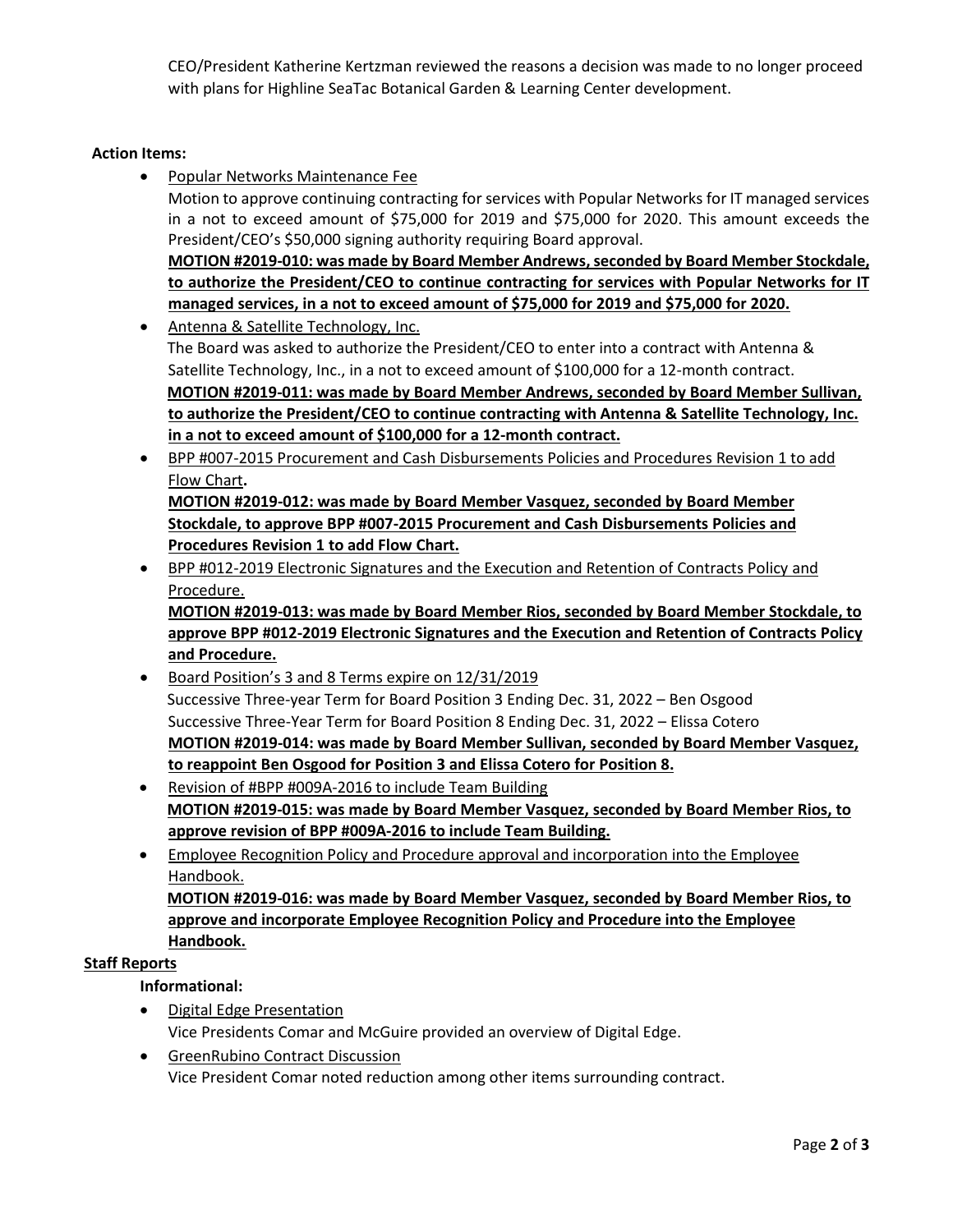CEO/President Katherine Kertzman reviewed the reasons a decision was made to no longer proceed with plans for Highline SeaTac Botanical Garden & Learning Center development.

**Action Items:**

- Popular Networks Maintenance Fee
  Motion to approve continuing contracting for services with Popular Networks for IT managed services in a not to exceed amount of $75,000 for 2019 and $75,000 for 2020. This amount exceeds the President/CEO's $50,000 signing authority requiring Board approval.
  **MOTION #2019-010: was made by Board Member Andrews, seconded by Board Member Stockdale, to authorize the President/CEO to continue contracting for services with Popular Networks for IT managed services, in a not to exceed amount of $75,000 for 2019 and $75,000 for 2020.**
- Antenna & Satellite Technology, Inc.
  The Board was asked to authorize the President/CEO to enter into a contract with Antenna & Satellite Technology, Inc., in a not to exceed amount of $100,000 for a 12-month contract.
  **MOTION #2019-011: was made by Board Member Andrews, seconded by Board Member Sullivan, to authorize the President/CEO to continue contracting with Antenna & Satellite Technology, Inc. in a not to exceed amount of $100,000 for a 12-month contract.**
- BPP #007-2015 Procurement and Cash Disbursements Policies and Procedures Revision 1 to add Flow Chart**.**
  **MOTION #2019-012: was made by Board Member Vasquez, seconded by Board Member Stockdale, to approve BPP #007-2015 Procurement and Cash Disbursements Policies and Procedures Revision 1 to add Flow Chart.**
- BPP #012-2019 Electronic Signatures and the Execution and Retention of Contracts Policy and Procedure.
  **MOTION #2019-013: was made by Board Member Rios, seconded by Board Member Stockdale, to approve BPP #012-2019 Electronic Signatures and the Execution and Retention of Contracts Policy and Procedure.**
- Board Position's 3 and 8 Terms expire on 12/31/2019
  Successive Three-year Term for Board Position 3 Ending Dec. 31, 2022 – Ben Osgood
  Successive Three-Year Term for Board Position 8 Ending Dec. 31, 2022 – Elissa Cotero
  **MOTION #2019-014: was made by Board Member Sullivan, seconded by Board Member Vasquez, to reappoint Ben Osgood for Position 3 and Elissa Cotero for Position 8.**
- Revision of #BPP #009A-2016 to include Team Building
  **MOTION #2019-015: was made by Board Member Vasquez, seconded by Board Member Rios, to approve revision of BPP #009A-2016 to include Team Building.**
- Employee Recognition Policy and Procedure approval and incorporation into the Employee Handbook.
  **MOTION #2019-016: was made by Board Member Vasquez, seconded by Board Member Rios, to approve and incorporate Employee Recognition Policy and Procedure into the Employee Handbook.**

**Staff Reports**

**Informational:**

- Digital Edge Presentation
  Vice Presidents Comar and McGuire provided an overview of Digital Edge.
- GreenRubino Contract Discussion
  Vice President Comar noted reduction among other items surrounding contract.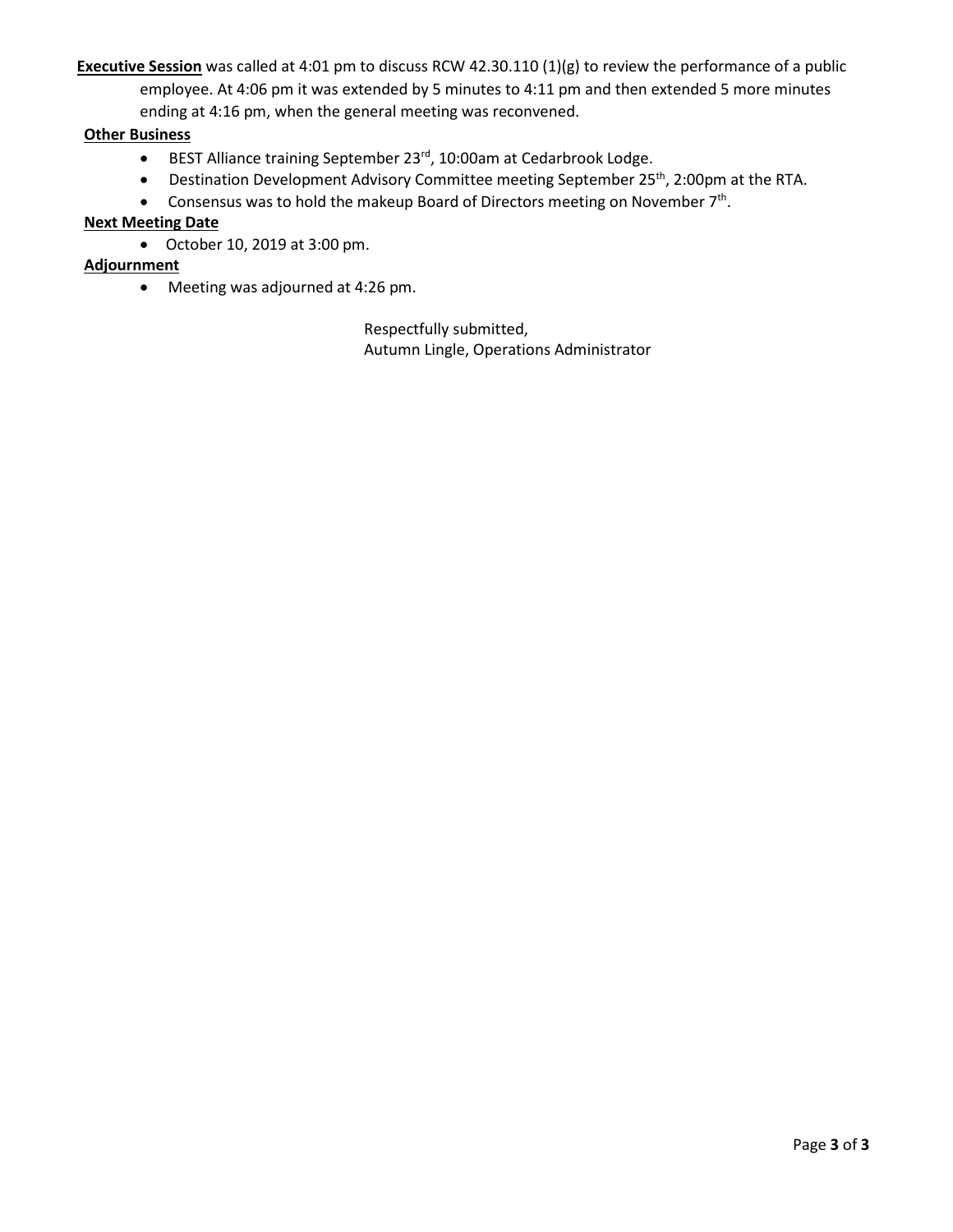**Executive Session** was called at 4:01 pm to discuss RCW 42.30.110 (1)(g) to review the performance of a public employee. At 4:06 pm it was extended by 5 minutes to 4:11 pm and then extended 5 more minutes ending at 4:16 pm, when the general meeting was reconvened.

**Other Business**

- BEST Alliance training September 23rd, 10:00am at Cedarbrook Lodge.
- Destination Development Advisory Committee meeting September 25th, 2:00pm at the RTA.
- Consensus was to hold the makeup Board of Directors meeting on November 7th.

**Next Meeting Date**

- October 10, 2019 at 3:00 pm.

**Adjournment**

- Meeting was adjourned at 4:26 pm.

Respectfully submitted,
Autumn Lingle, Operations Administrator